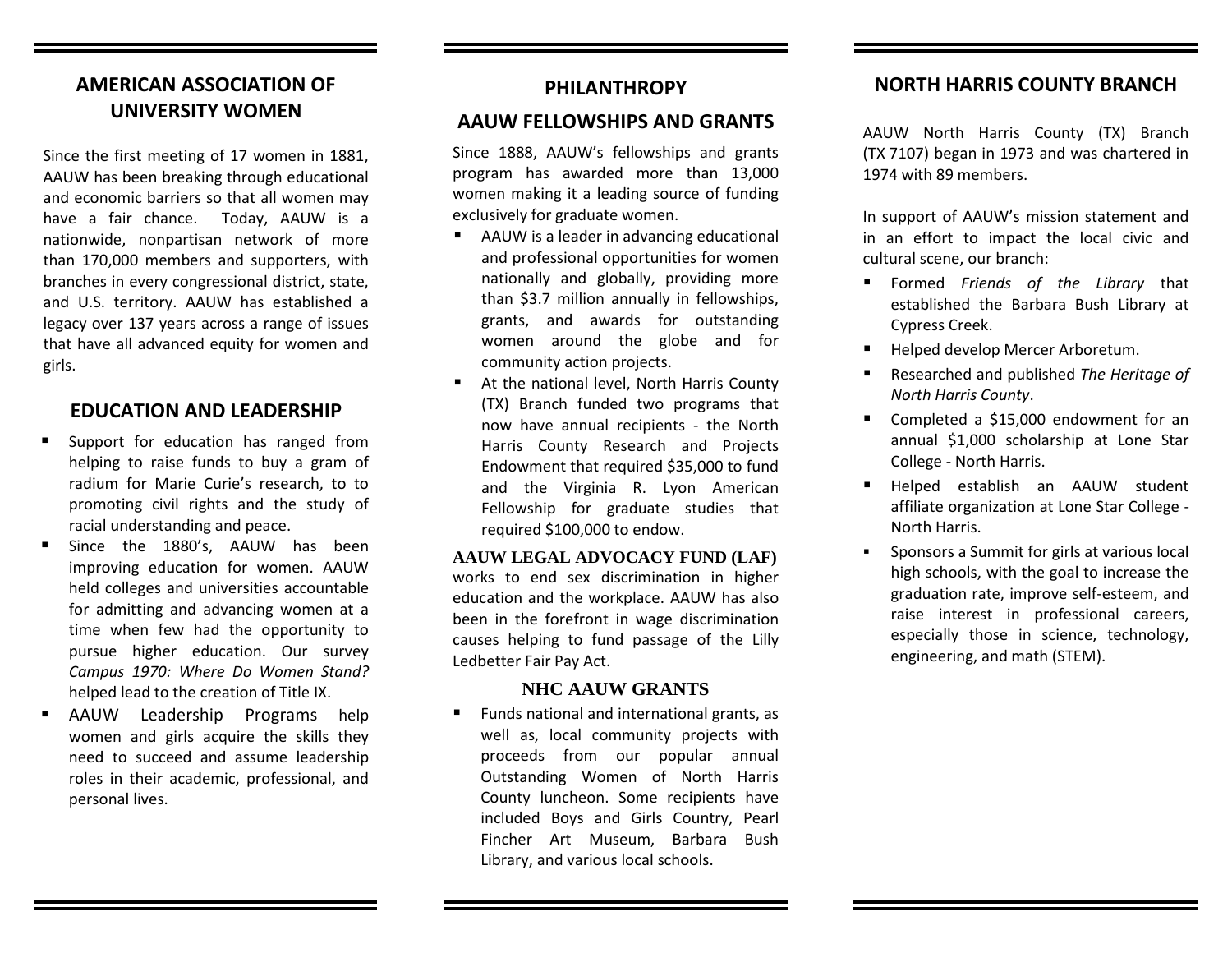## AMERICAN ASSOCIATION OF UNIVERSITY WOMEN

Since the first meeting of 17 women in 1881, AAUW has been breaking through educational and economic barriers so that all women may have a fair chance. Today, AAUW is a nationwide, nonpartisan network of more than 170,000 members and supporters, with branches in every congressional district, state, and U.S. territory. AAUW has established a legacy over 137 years across a range of issues that have all advanced equity for women and girls.

## EDUCATION AND LEADERSHIP

- Support for education has ranged from helping to raise funds to buy a gram of radium for Marie Curie's research, to to promoting civil rights and the study of racial understanding and peace.
- Since the 1880's, AAUW has been improving education for women. AAUW held colleges and universities accountable for admitting and advancing women at a time when few had the opportunity to pursue higher education. Our survey *Campus 1970: Where Do Women Stand?* helped lead to the creation of Title IX.
- AAUW Leadership Programs help women and girls acquire the skills they need to succeed and assume leadership roles in their academic, professional, and personal lives.

## PHILANTHROPY

## AAUW FELLOWSHIPS AND GRANTS

Since 1888, AAUW's fellowships and grants program has awarded more than 13,000 women making it a leading source of funding exclusively for graduate women.

- AAUW is a leader in advancing educational and professional opportunities for women nationally and globally, providing more than $3.7 million annually in fellowships, grants, and awards for outstanding women around the globe and for community action projects.
- At the national level, North Harris County (TX) Branch funded two programs that now have annual recipients - the North Harris County Research and Projects Endowment that required $35,000 to fund and the Virginia R. Lyon American Fellowship for graduate studies that required $100,000 to endow.

**AAUW LEGAL ADVOCACY FUND (LAF)** works to end sex discrimination in higher education and the workplace. AAUW has also been in the forefront in wage discrimination causes helping to fund passage of the Lilly Ledbetter Fair Pay Act.

### NHC AAUW GRANTS

- Funds national and international grants, as well as, local community projects with proceeds from our popular annual Outstanding Women of North Harris County luncheon. Some recipients have included Boys and Girls Country, Pearl Fincher Art Museum, Barbara Bush Library, and various local schools.

## NORTH HARRIS COUNTY BRANCH

AAUW North Harris County (TX) Branch (TX 7107) began in 1973 and was chartered in 1974 with 89 members.

In support of AAUW's mission statement and in an effort to impact the local civic and cultural scene, our branch:

- Formed *Friends of the Library* that established the Barbara Bush Library at Cypress Creek.
- Helped develop Mercer Arboretum.
- Researched and published *The Heritage of North Harris County*.
- Completed a $15,000 endowment for an annual $1,000 scholarship at Lone Star College - North Harris.
- Helped establish an AAUW student affiliate organization at Lone Star College - North Harris.
- Sponsors a Summit for girls at various local high schools, with the goal to increase the graduation rate, improve self-esteem, and raise interest in professional careers, especially those in science, technology, engineering, and math (STEM).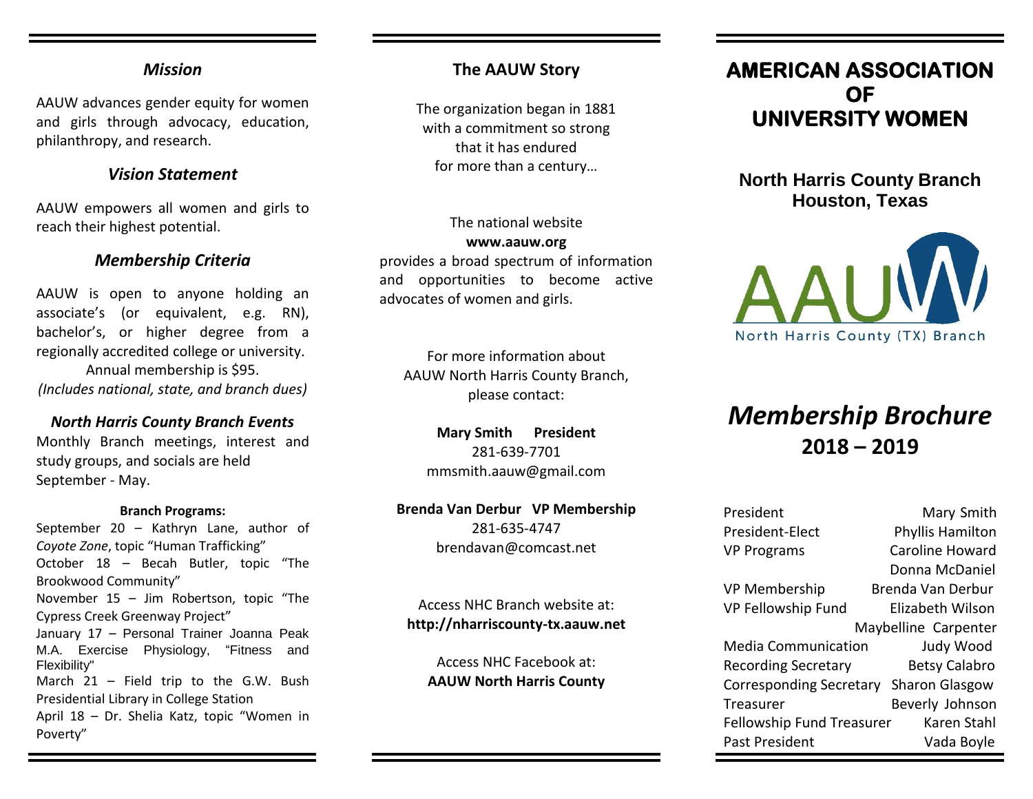### *Mission*

AAUW advances gender equity for women and girls through advocacy, education, philanthropy, and research.

### *Vision Statement*

AAUW empowers all women and girls to reach their highest potential.

### *Membership Criteria*

AAUW is open to anyone holding an associate's (or equivalent, e.g. RN), bachelor's, or higher degree from a regionally accredited college or university.

Annual membership is $95.

*(Includes national, state, and branch dues)*

### *North Harris County Branch Events*

Monthly Branch meetings, interest and study groups, and socials are held September - May.

**Branch Programs:**

September 20 – Kathryn Lane, author of *Coyote Zone*, topic "Human Trafficking"

October 18 – Becah Butler, topic "The Brookwood Community"

November 15 – Jim Robertson, topic "The Cypress Creek Greenway Project"

January 17 – Personal Trainer Joanna Peak M.A. Exercise Physiology, "Fitness and Flexibility"

March 21 – Field trip to the G.W. Bush Presidential Library in College Station

April 18 – Dr. Shelia Katz, topic "Women in Poverty"

### The AAUW Story

The organization began in 1881 with a commitment so strong that it has endured for more than a century…

The national website
**www.aauw.org**
provides a broad spectrum of information and opportunities to become active advocates of women and girls.

For more information about AAUW North Harris County Branch, please contact:

**Mary Smith President**
281-639-7701
mmsmith.aauw@gmail.com

**Brenda Van Derbur VP Membership**
281-635-4747
brendavan@comcast.net

Access NHC Branch website at:
**http://nharriscounty-tx.aauw.net**

Access NHC Facebook at:
**AAUW North Harris County**

# AMERICAN ASSOCIATION OF UNIVERSITY WOMEN

## North Harris County Branch
## Houston, Texas

AAUW
North Harris County (TX) Branch

# *Membership Brochure*
## 2018 – 2019

| | |
|---|---|
| President | Mary Smith |
| President-Elect | Phyllis Hamilton |
| VP Programs | Caroline Howard |
| | Donna McDaniel |
| VP Membership | Brenda Van Derbur |
| VP Fellowship Fund | Elizabeth Wilson |
| | Maybelline Carpenter |
| Media Communication | Judy Wood |
| Recording Secretary | Betsy Calabro |
| Corresponding Secretary | Sharon Glasgow |
| Treasurer | Beverly Johnson |
| Fellowship Fund Treasurer | Karen Stahl |
| Past President | Vada Boyle |